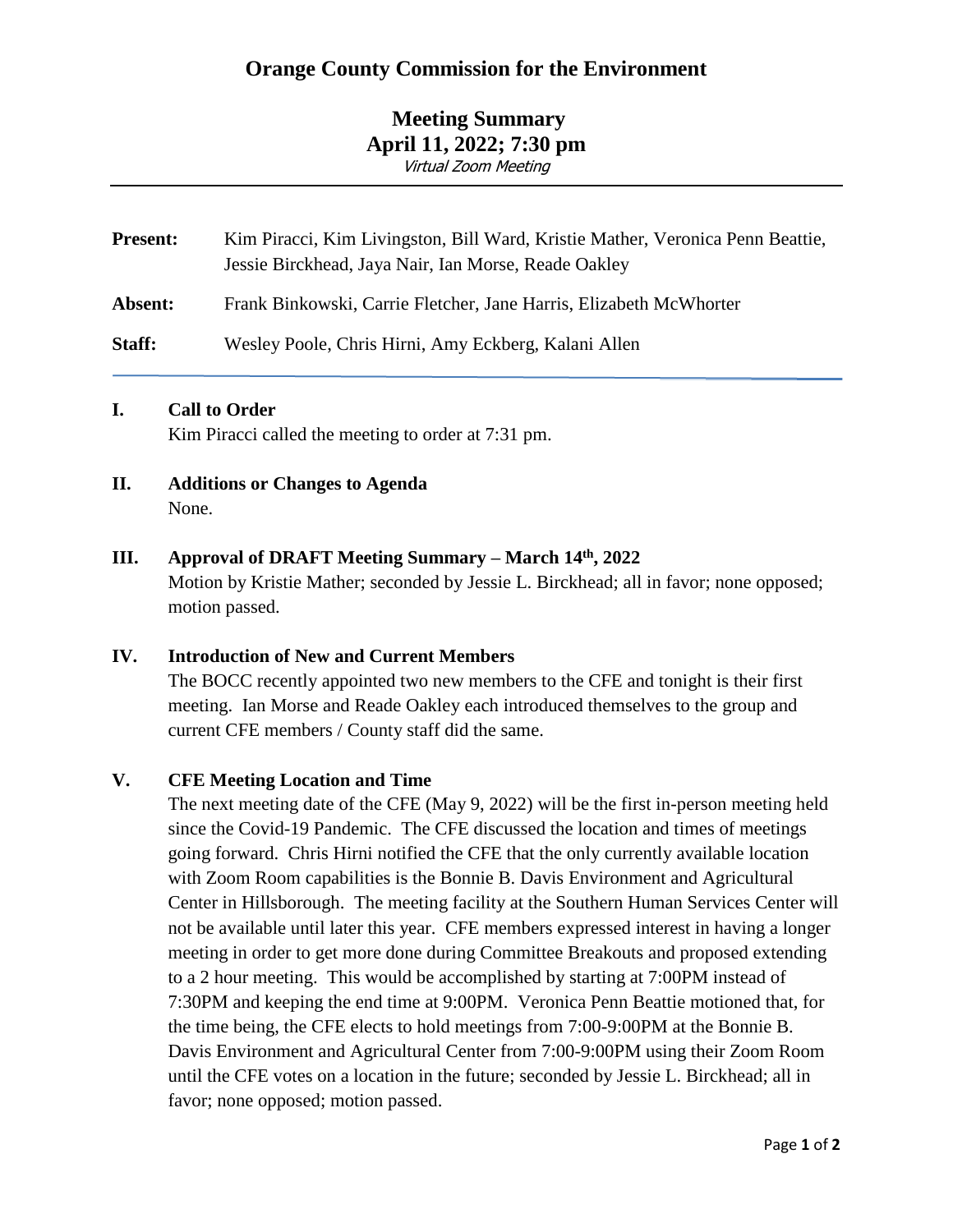# Orange County Commission for the Environment

## Meeting Summary
## April 11, 2022; 7:30 pm

*Virtual Zoom Meeting*

---

**Present:** Kim Piracci, Kim Livingston, Bill Ward, Kristie Mather, Veronica Penn Beattie, Jessie Birckhead, Jaya Nair, Ian Morse, Reade Oakley

**Absent:** Frank Binkowski, Carrie Fletcher, Jane Harris, Elizabeth McWhorter

**Staff:** Wesley Poole, Chris Hirni, Amy Eckberg, Kalani Allen

---

### I. Call to Order

Kim Piracci called the meeting to order at 7:31 pm.

### II. Additions or Changes to Agenda

None.

### III. Approval of DRAFT Meeting Summary – March 14th, 2022

Motion by Kristie Mather; seconded by Jessie L. Birckhead; all in favor; none opposed; motion passed.

### IV. Introduction of New and Current Members

The BOCC recently appointed two new members to the CFE and tonight is their first meeting. Ian Morse and Reade Oakley each introduced themselves to the group and current CFE members / County staff did the same.

### V. CFE Meeting Location and Time

The next meeting date of the CFE (May 9, 2022) will be the first in-person meeting held since the Covid-19 Pandemic. The CFE discussed the location and times of meetings going forward. Chris Hirni notified the CFE that the only currently available location with Zoom Room capabilities is the Bonnie B. Davis Environment and Agricultural Center in Hillsborough. The meeting facility at the Southern Human Services Center will not be available until later this year. CFE members expressed interest in having a longer meeting in order to get more done during Committee Breakouts and proposed extending to a 2 hour meeting. This would be accomplished by starting at 7:00PM instead of 7:30PM and keeping the end time at 9:00PM. Veronica Penn Beattie motioned that, for the time being, the CFE elects to hold meetings from 7:00-9:00PM at the Bonnie B. Davis Environment and Agricultural Center from 7:00-9:00PM using their Zoom Room until the CFE votes on a location in the future; seconded by Jessie L. Birckhead; all in favor; none opposed; motion passed.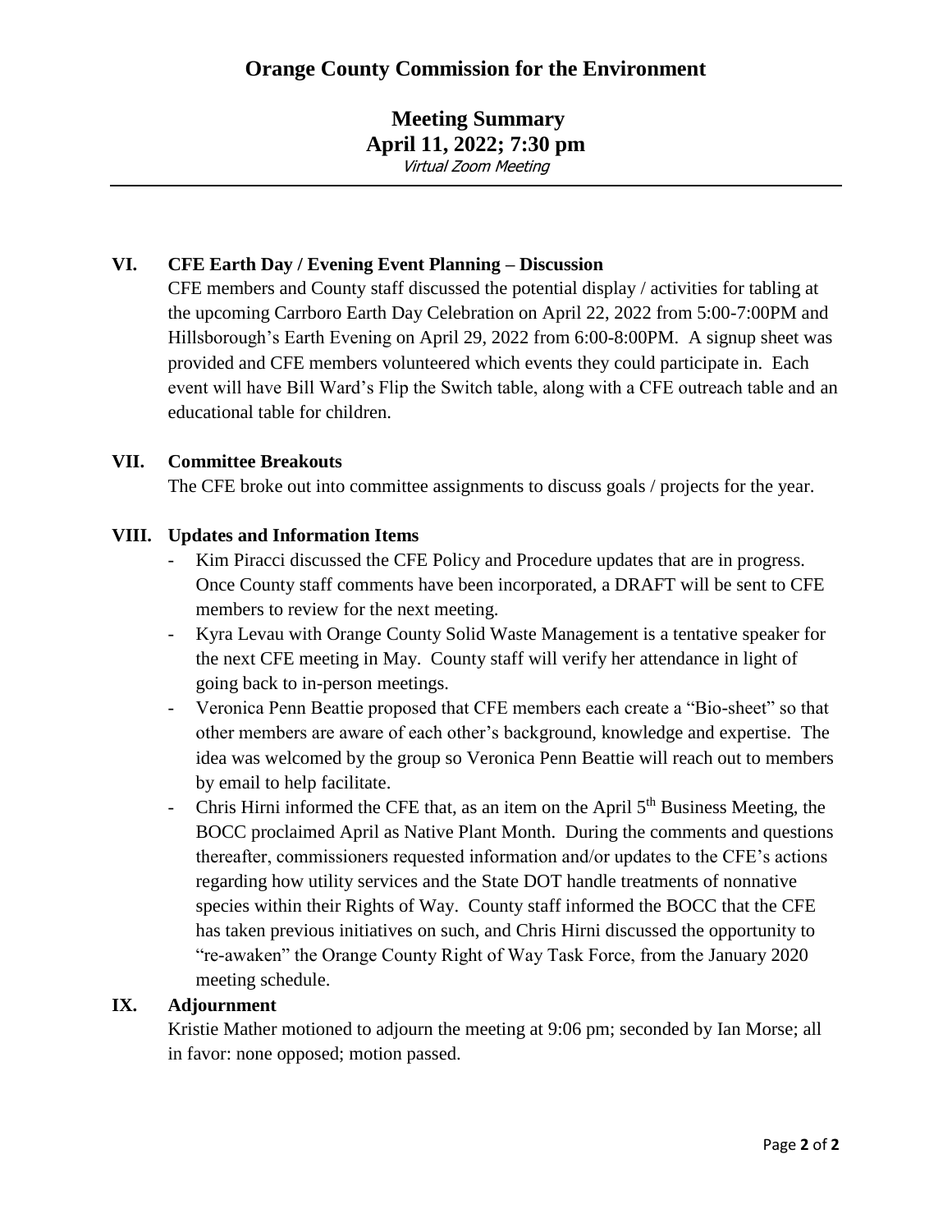# Orange County Commission for the Environment

## Meeting Summary
## April 11, 2022; 7:30 pm
*Virtual Zoom Meeting*

---

### VI. CFE Earth Day / Evening Event Planning – Discussion

CFE members and County staff discussed the potential display / activities for tabling at the upcoming Carrboro Earth Day Celebration on April 22, 2022 from 5:00-7:00PM and Hillsborough's Earth Evening on April 29, 2022 from 6:00-8:00PM. A signup sheet was provided and CFE members volunteered which events they could participate in. Each event will have Bill Ward's Flip the Switch table, along with a CFE outreach table and an educational table for children.

### VII. Committee Breakouts

The CFE broke out into committee assignments to discuss goals / projects for the year.

### VIII. Updates and Information Items

- Kim Piracci discussed the CFE Policy and Procedure updates that are in progress. Once County staff comments have been incorporated, a DRAFT will be sent to CFE members to review for the next meeting.
- Kyra Levau with Orange County Solid Waste Management is a tentative speaker for the next CFE meeting in May. County staff will verify her attendance in light of going back to in-person meetings.
- Veronica Penn Beattie proposed that CFE members each create a "Bio-sheet" so that other members are aware of each other's background, knowledge and expertise. The idea was welcomed by the group so Veronica Penn Beattie will reach out to members by email to help facilitate.
- Chris Hirni informed the CFE that, as an item on the April 5th Business Meeting, the BOCC proclaimed April as Native Plant Month. During the comments and questions thereafter, commissioners requested information and/or updates to the CFE's actions regarding how utility services and the State DOT handle treatments of nonnative species within their Rights of Way. County staff informed the BOCC that the CFE has taken previous initiatives on such, and Chris Hirni discussed the opportunity to "re-awaken" the Orange County Right of Way Task Force, from the January 2020 meeting schedule.

### IX. Adjournment

Kristie Mather motioned to adjourn the meeting at 9:06 pm; seconded by Ian Morse; all in favor: none opposed; motion passed.